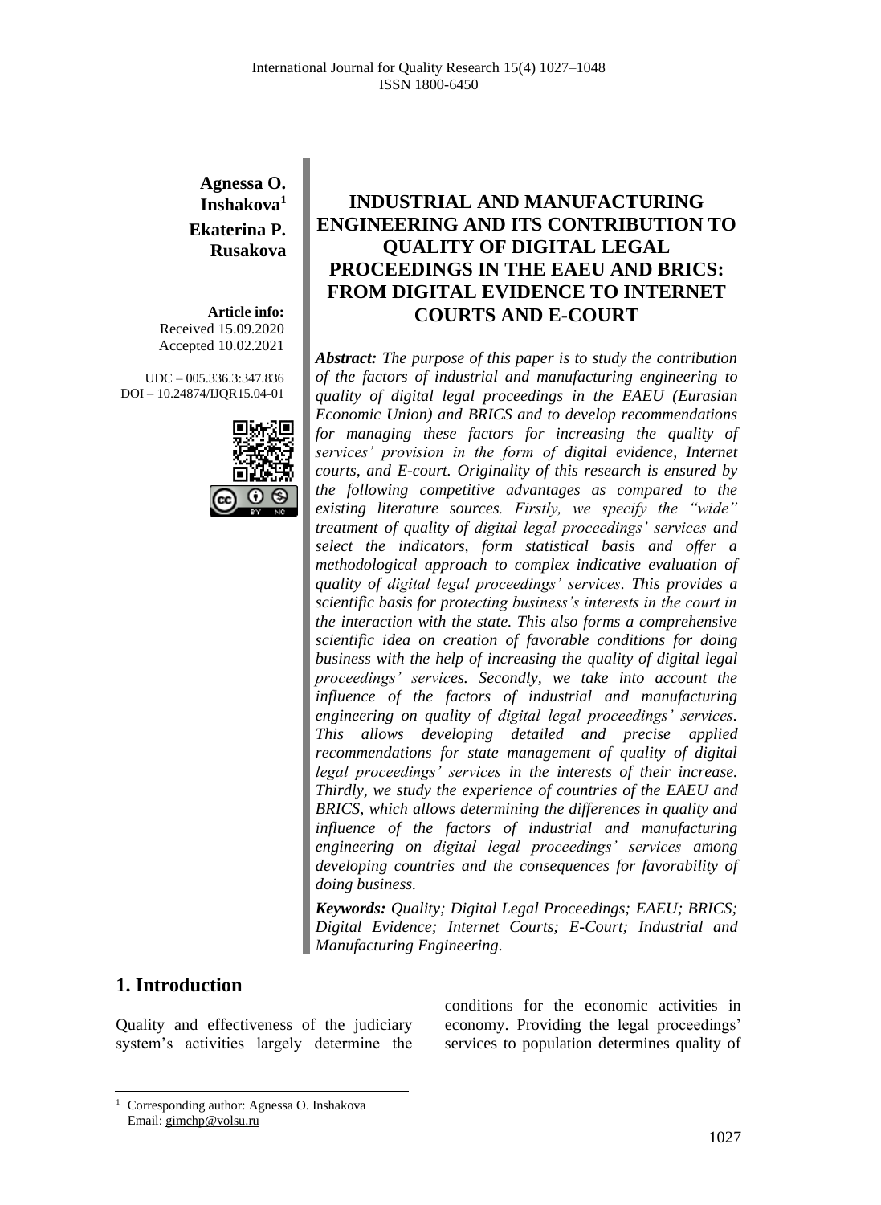**Agnessa O. Inshakova**[1]
**Ekaterina P. Rusakova**

**Article info:**
Received 15.09.2020
Accepted 10.02.2021

UDC – 005.336.3:347.836
DOI – 10.24874/IJQR15.04-01

# INDUSTRIAL AND MANUFACTURING ENGINEERING AND ITS CONTRIBUTION TO QUALITY OF DIGITAL LEGAL PROCEEDINGS IN THE EAEU AND BRICS: FROM DIGITAL EVIDENCE TO INTERNET COURTS AND E-COURT

***Abstract:*** *The purpose of this paper is to study the contribution of the factors of industrial and manufacturing engineering to quality of digital legal proceedings in the EAEU (Eurasian Economic Union) and BRICS and to develop recommendations for managing these factors for increasing the quality of services' provision in the form of digital evidence, Internet courts, and E-court. Originality of this research is ensured by the following competitive advantages as compared to the existing literature sources. Firstly, we specify the "wide" treatment of quality of digital legal proceedings' services and select the indicators, form statistical basis and offer a methodological approach to complex indicative evaluation of quality of digital legal proceedings' services. This provides a scientific basis for protecting business's interests in the court in the interaction with the state. This also forms a comprehensive scientific idea on creation of favorable conditions for doing business with the help of increasing the quality of digital legal proceedings' services. Secondly, we take into account the influence of the factors of industrial and manufacturing engineering on quality of digital legal proceedings' services. This allows developing detailed and precise applied recommendations for state management of quality of digital legal proceedings' services in the interests of their increase. Thirdly, we study the experience of countries of the EAEU and BRICS, which allows determining the differences in quality and influence of the factors of industrial and manufacturing engineering on digital legal proceedings' services among developing countries and the consequences for favorability of doing business.*

***Keywords:*** *Quality; Digital Legal Proceedings; EAEU; BRICS; Digital Evidence; Internet Courts; E-Court; Industrial and Manufacturing Engineering.*

## 1. Introduction

Quality and effectiveness of the judiciary system's activities largely determine the conditions for the economic activities in economy. Providing the legal proceedings' services to population determines quality of

[1] Corresponding author: Agnessa O. Inshakova
Email: gimchp@volsu.ru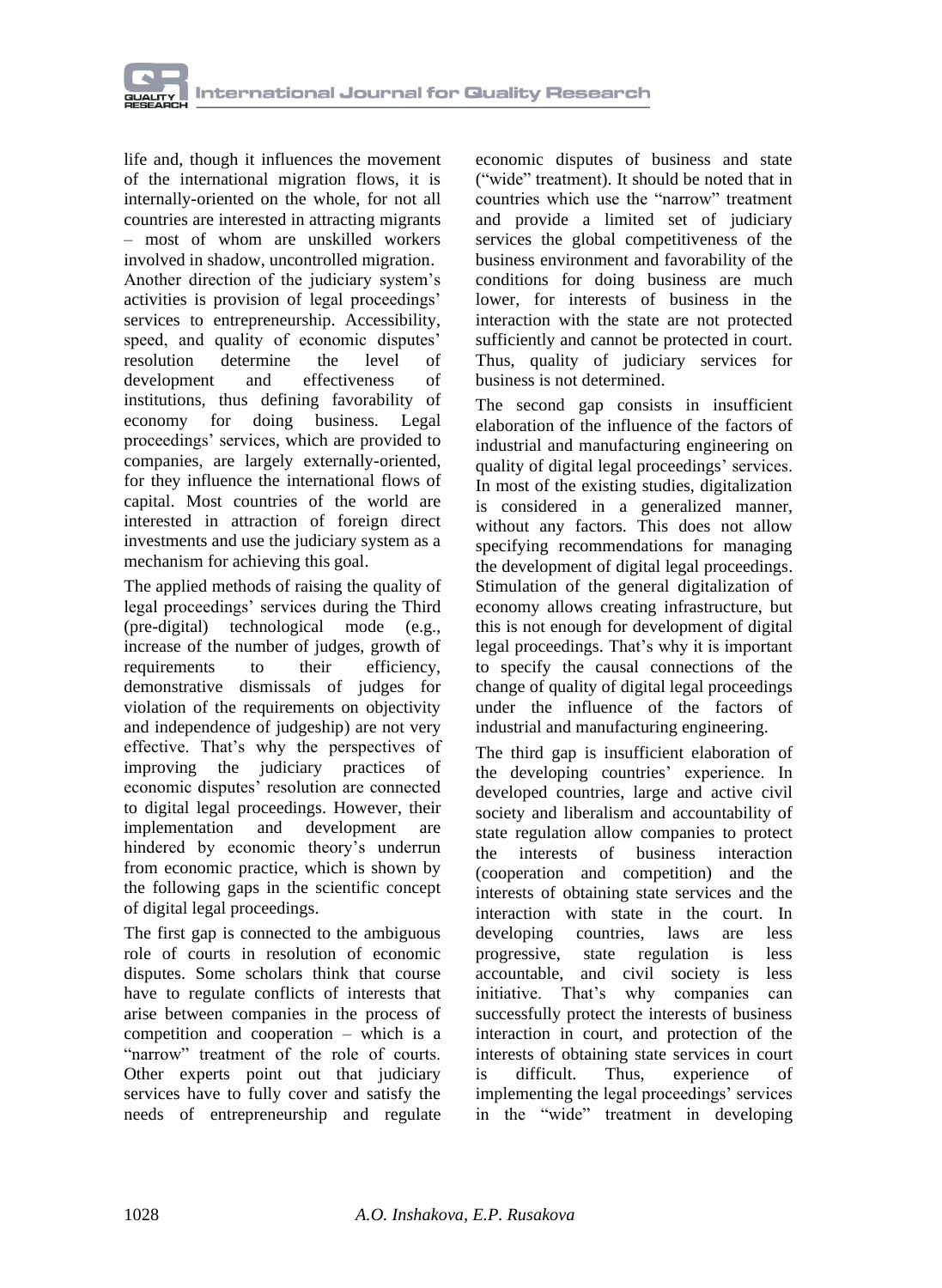life and, though it influences the movement of the international migration flows, it is internally-oriented on the whole, for not all countries are interested in attracting migrants – most of whom are unskilled workers involved in shadow, uncontrolled migration. Another direction of the judiciary system's activities is provision of legal proceedings' services to entrepreneurship. Accessibility, speed, and quality of economic disputes' resolution determine the level of development and effectiveness of institutions, thus defining favorability of economy for doing business. Legal proceedings' services, which are provided to companies, are largely externally-oriented, for they influence the international flows of capital. Most countries of the world are interested in attraction of foreign direct investments and use the judiciary system as a mechanism for achieving this goal.

The applied methods of raising the quality of legal proceedings' services during the Third (pre-digital) technological mode (e.g., increase of the number of judges, growth of requirements to their efficiency, demonstrative dismissals of judges for violation of the requirements on objectivity and independence of judgeship) are not very effective. That's why the perspectives of improving the judiciary practices of economic disputes' resolution are connected to digital legal proceedings. However, their implementation and development are hindered by economic theory's underrun from economic practice, which is shown by the following gaps in the scientific concept of digital legal proceedings.

The first gap is connected to the ambiguous role of courts in resolution of economic disputes. Some scholars think that course have to regulate conflicts of interests that arise between companies in the process of competition and cooperation – which is a "narrow" treatment of the role of courts. Other experts point out that judiciary services have to fully cover and satisfy the needs of entrepreneurship and regulate economic disputes of business and state ("wide" treatment). It should be noted that in countries which use the "narrow" treatment and provide a limited set of judiciary services the global competitiveness of the business environment and favorability of the conditions for doing business are much lower, for interests of business in the interaction with the state are not protected sufficiently and cannot be protected in court. Thus, quality of judiciary services for business is not determined.

The second gap consists in insufficient elaboration of the influence of the factors of industrial and manufacturing engineering on quality of digital legal proceedings' services. In most of the existing studies, digitalization is considered in a generalized manner, without any factors. This does not allow specifying recommendations for managing the development of digital legal proceedings. Stimulation of the general digitalization of economy allows creating infrastructure, but this is not enough for development of digital legal proceedings. That's why it is important to specify the causal connections of the change of quality of digital legal proceedings under the influence of the factors of industrial and manufacturing engineering.

The third gap is insufficient elaboration of the developing countries' experience. In developed countries, large and active civil society and liberalism and accountability of state regulation allow companies to protect the interests of business interaction (cooperation and competition) and the interests of obtaining state services and the interaction with state in the court. In developing countries, laws are less progressive, state regulation is less accountable, and civil society is less initiative. That's why companies can successfully protect the interests of business interaction in court, and protection of the interests of obtaining state services in court is difficult. Thus, experience of implementing the legal proceedings' services in the "wide" treatment in developing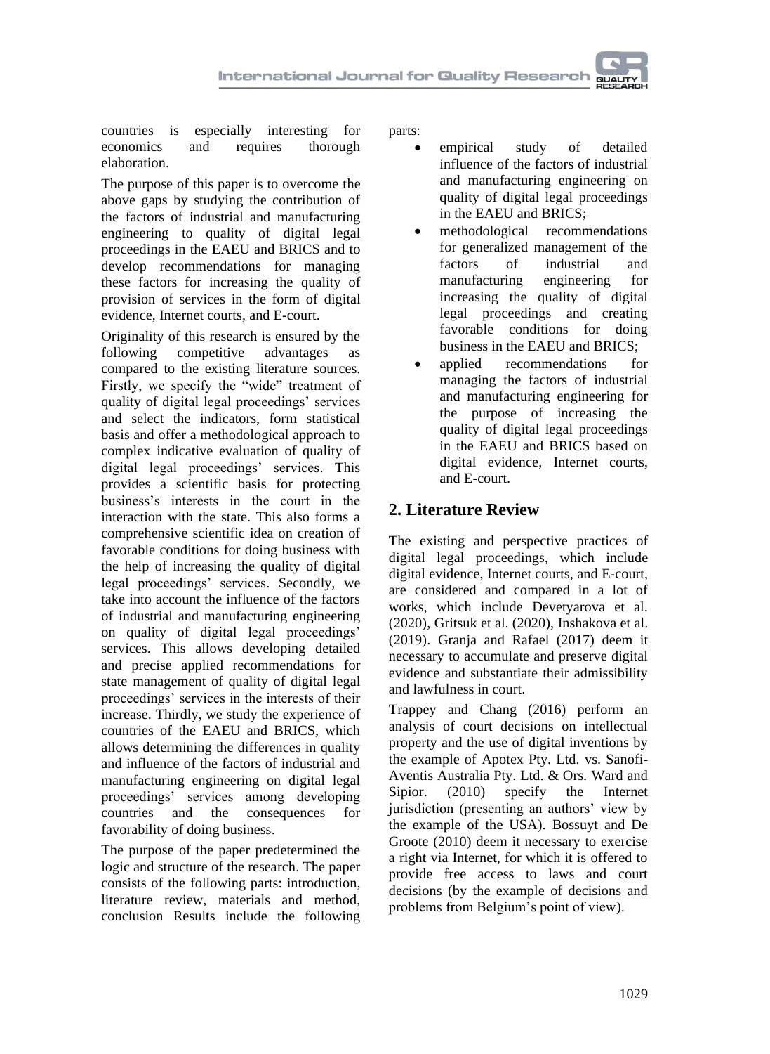countries is especially interesting for economics and requires thorough elaboration.

The purpose of this paper is to overcome the above gaps by studying the contribution of the factors of industrial and manufacturing engineering to quality of digital legal proceedings in the EAEU and BRICS and to develop recommendations for managing these factors for increasing the quality of provision of services in the form of digital evidence, Internet courts, and E-court.

Originality of this research is ensured by the following competitive advantages as compared to the existing literature sources. Firstly, we specify the "wide" treatment of quality of digital legal proceedings' services and select the indicators, form statistical basis and offer a methodological approach to complex indicative evaluation of quality of digital legal proceedings' services. This provides a scientific basis for protecting business's interests in the court in the interaction with the state. This also forms a comprehensive scientific idea on creation of favorable conditions for doing business with the help of increasing the quality of digital legal proceedings' services. Secondly, we take into account the influence of the factors of industrial and manufacturing engineering on quality of digital legal proceedings' services. This allows developing detailed and precise applied recommendations for state management of quality of digital legal proceedings' services in the interests of their increase. Thirdly, we study the experience of countries of the EAEU and BRICS, which allows determining the differences in quality and influence of the factors of industrial and manufacturing engineering on digital legal proceedings' services among developing countries and the consequences for favorability of doing business.

The purpose of the paper predetermined the logic and structure of the research. The paper consists of the following parts: introduction, literature review, materials and method, conclusion Results include the following parts:

- empirical study of detailed influence of the factors of industrial and manufacturing engineering on quality of digital legal proceedings in the EAEU and BRICS;
- methodological recommendations for generalized management of the factors of industrial and manufacturing engineering for increasing the quality of digital legal proceedings and creating favorable conditions for doing business in the EAEU and BRICS;
- applied recommendations for managing the factors of industrial and manufacturing engineering for the purpose of increasing the quality of digital legal proceedings in the EAEU and BRICS based on digital evidence, Internet courts, and E-court.

## 2. Literature Review

The existing and perspective practices of digital legal proceedings, which include digital evidence, Internet courts, and E-court, are considered and compared in a lot of works, which include Devetyarova et al. (2020), Gritsuk et al. (2020), Inshakova et al. (2019). Granja and Rafael (2017) deem it necessary to accumulate and preserve digital evidence and substantiate their admissibility and lawfulness in court.

Trappey and Chang (2016) perform an analysis of court decisions on intellectual property and the use of digital inventions by the example of Apotex Pty. Ltd. vs. Sanofi-Aventis Australia Pty. Ltd. & Ors. Ward and Sipior. (2010) specify the Internet jurisdiction (presenting an authors' view by the example of the USA). Bossuyt and De Groote (2010) deem it necessary to exercise a right via Internet, for which it is offered to provide free access to laws and court decisions (by the example of decisions and problems from Belgium's point of view).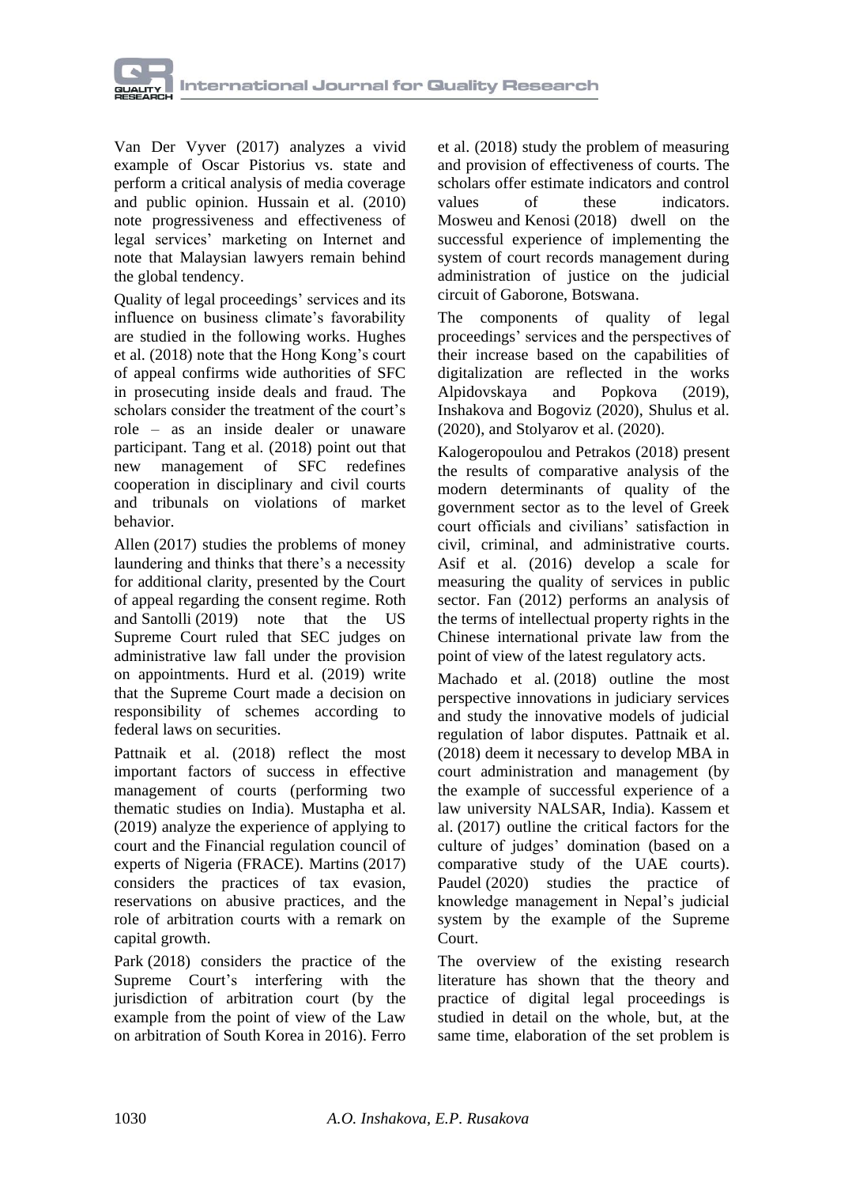Van Der Vyver (2017) analyzes a vivid example of Oscar Pistorius vs. state and perform a critical analysis of media coverage and public opinion. Hussain et al. (2010) note progressiveness and effectiveness of legal services' marketing on Internet and note that Malaysian lawyers remain behind the global tendency.

Quality of legal proceedings' services and its influence on business climate's favorability are studied in the following works. Hughes et al. (2018) note that the Hong Kong's court of appeal confirms wide authorities of SFC in prosecuting inside deals and fraud. The scholars consider the treatment of the court's role – as an inside dealer or unaware participant. Tang et al. (2018) point out that new management of SFC redefines cooperation in disciplinary and civil courts and tribunals on violations of market behavior.

Allen (2017) studies the problems of money laundering and thinks that there's a necessity for additional clarity, presented by the Court of appeal regarding the consent regime. Roth and Santolli (2019) note that the US Supreme Court ruled that SEC judges on administrative law fall under the provision on appointments. Hurd et al. (2019) write that the Supreme Court made a decision on responsibility of schemes according to federal laws on securities.

Pattnaik et al. (2018) reflect the most important factors of success in effective management of courts (performing two thematic studies on India). Mustapha et al. (2019) analyze the experience of applying to court and the Financial regulation council of experts of Nigeria (FRACE). Martins (2017) considers the practices of tax evasion, reservations on abusive practices, and the role of arbitration courts with a remark on capital growth.

Park (2018) considers the practice of the Supreme Court's interfering with the jurisdiction of arbitration court (by the example from the point of view of the Law on arbitration of South Korea in 2016). Ferro et al. (2018) study the problem of measuring and provision of effectiveness of courts. The scholars offer estimate indicators and control values of these indicators. Mosweu and Kenosi (2018) dwell on the successful experience of implementing the system of court records management during administration of justice on the judicial circuit of Gaborone, Botswana.

The components of quality of legal proceedings' services and the perspectives of their increase based on the capabilities of digitalization are reflected in the works Alpidovskaya and Popkova (2019), Inshakova and Bogoviz (2020), Shulus et al. (2020), and Stolyarov et al. (2020).

Kalogeropoulou and Petrakos (2018) present the results of comparative analysis of the modern determinants of quality of the government sector as to the level of Greek court officials and civilians' satisfaction in civil, criminal, and administrative courts. Asif et al. (2016) develop a scale for measuring the quality of services in public sector. Fan (2012) performs an analysis of the terms of intellectual property rights in the Chinese international private law from the point of view of the latest regulatory acts.

Machado et al. (2018) outline the most perspective innovations in judiciary services and study the innovative models of judicial regulation of labor disputes. Pattnaik et al. (2018) deem it necessary to develop MBA in court administration and management (by the example of successful experience of a law university NALSAR, India). Kassem et al. (2017) outline the critical factors for the culture of judges' domination (based on a comparative study of the UAE courts). Paudel (2020) studies the practice of knowledge management in Nepal's judicial system by the example of the Supreme Court.

The overview of the existing research literature has shown that the theory and practice of digital legal proceedings is studied in detail on the whole, but, at the same time, elaboration of the set problem is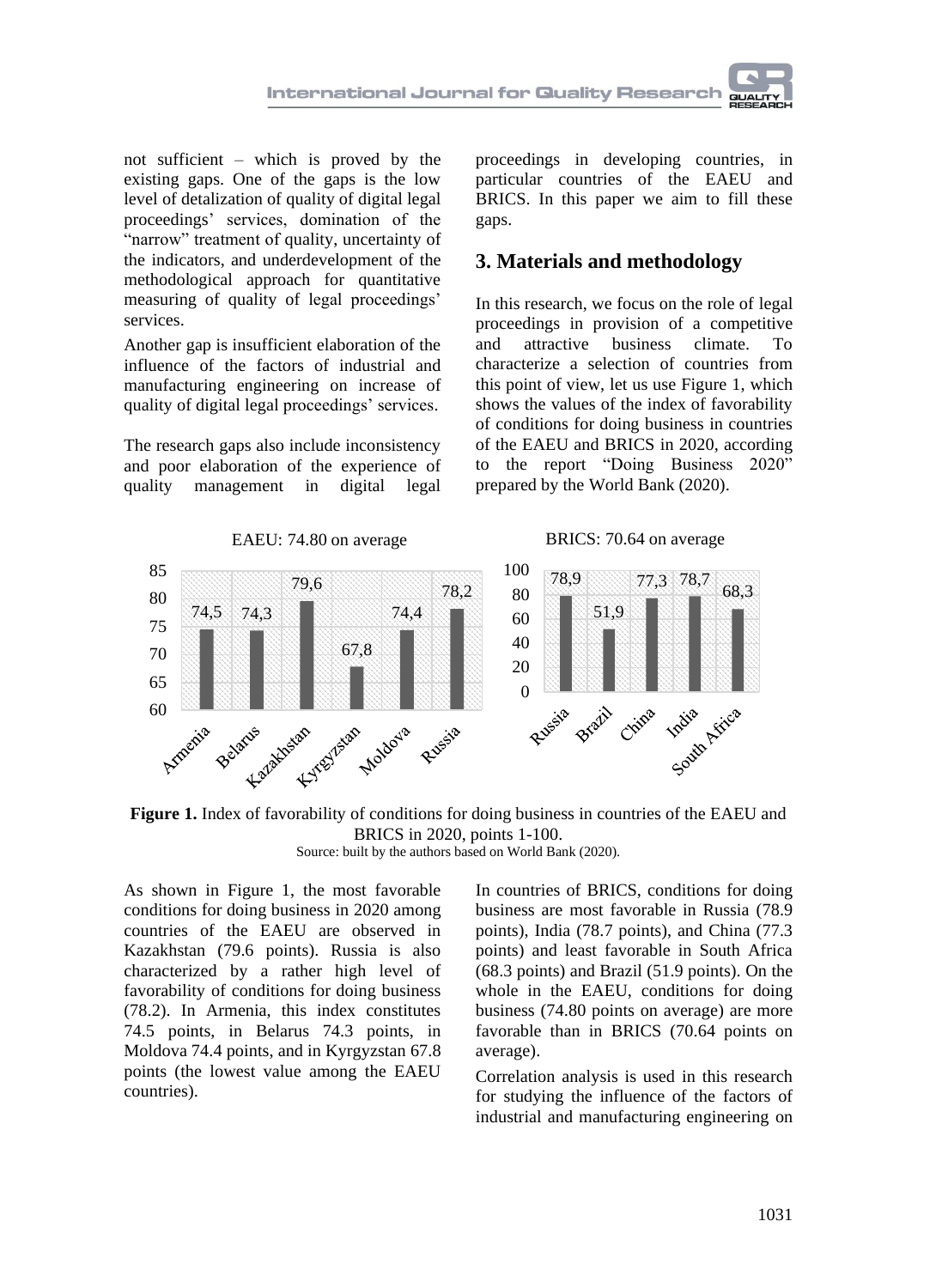not sufficient – which is proved by the existing gaps. One of the gaps is the low level of detalization of quality of digital legal proceedings' services, domination of the "narrow" treatment of quality, uncertainty of the indicators, and underdevelopment of the methodological approach for quantitative measuring of quality of legal proceedings' services.

Another gap is insufficient elaboration of the influence of the factors of industrial and manufacturing engineering on increase of quality of digital legal proceedings' services.

The research gaps also include inconsistency and poor elaboration of the experience of quality management in digital legal proceedings in developing countries, in particular countries of the EAEU and BRICS. In this paper we aim to fill these gaps.

## 3. Materials and methodology

In this research, we focus on the role of legal proceedings in provision of a competitive and attractive business climate. To characterize a selection of countries from this point of view, let us use Figure 1, which shows the values of the index of favorability of conditions for doing business in countries of the EAEU and BRICS in 2020, according to the report "Doing Business 2020" prepared by the World Bank (2020).

EAEU: 74.80 on average

| Country | Value |
| --- | --- |
| Armenia | 74,5 |
| Belarus | 74,3 |
| Kazakhstan | 79,6 |
| Kyrgyzstan | 67,8 |
| Moldova | 74,4 |
| Russia | 78,2 |

BRICS: 70.64 on average

| Country | Value |
| --- | --- |
| Russia | 78,9 |
| Brazil | 51,9 |
| China | 77,3 |
| India | 78,7 |
| South Africa | 68,3 |

**Figure 1.** Index of favorability of conditions for doing business in countries of the EAEU and BRICS in 2020, points 1-100.
Source: built by the authors based on World Bank (2020).

As shown in Figure 1, the most favorable conditions for doing business in 2020 among countries of the EAEU are observed in Kazakhstan (79.6 points). Russia is also characterized by a rather high level of favorability of conditions for doing business (78.2). In Armenia, this index constitutes 74.5 points, in Belarus 74.3 points, in Moldova 74.4 points, and in Kyrgyzstan 67.8 points (the lowest value among the EAEU countries).

In countries of BRICS, conditions for doing business are most favorable in Russia (78.9 points), India (78.7 points), and China (77.3 points) and least favorable in South Africa (68.3 points) and Brazil (51.9 points). On the whole in the EAEU, conditions for doing business (74.80 points on average) are more favorable than in BRICS (70.64 points on average).

Correlation analysis is used in this research for studying the influence of the factors of industrial and manufacturing engineering on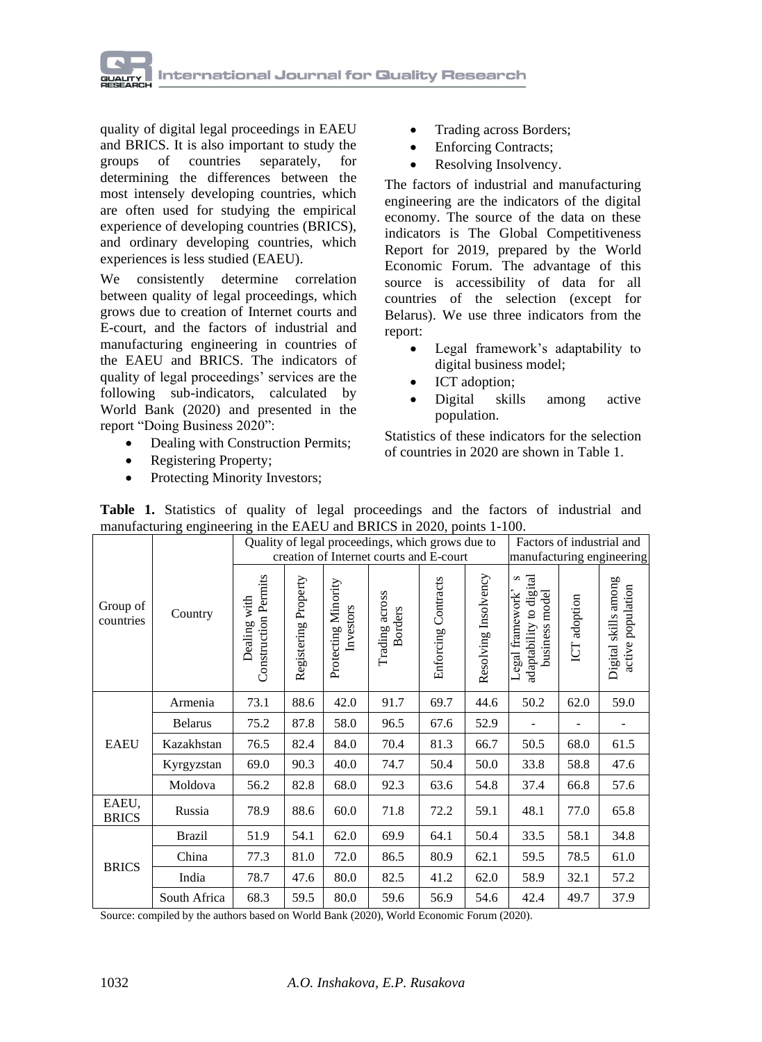quality of digital legal proceedings in EAEU and BRICS. It is also important to study the groups of countries separately, for determining the differences between the most intensely developing countries, which are often used for studying the empirical experience of developing countries (BRICS), and ordinary developing countries, which experiences is less studied (EAEU).

We consistently determine correlation between quality of legal proceedings, which grows due to creation of Internet courts and E-court, and the factors of industrial and manufacturing engineering in countries of the EAEU and BRICS. The indicators of quality of legal proceedings' services are the following sub-indicators, calculated by World Bank (2020) and presented in the report "Doing Business 2020":

- Dealing with Construction Permits;
- Registering Property;
- Protecting Minority Investors;
- Trading across Borders;
- Enforcing Contracts;
- Resolving Insolvency.

The factors of industrial and manufacturing engineering are the indicators of the digital economy. The source of the data on these indicators is The Global Competitiveness Report for 2019, prepared by the World Economic Forum. The advantage of this source is accessibility of data for all countries of the selection (except for Belarus). We use three indicators from the report:

- Legal framework's adaptability to digital business model;
- ICT adoption;
- Digital skills among active population.

Statistics of these indicators for the selection of countries in 2020 are shown in Table 1.

**Table 1.** Statistics of quality of legal proceedings and the factors of industrial and manufacturing engineering in the EAEU and BRICS in 2020, points 1-100.

| Group of countries | Country | Quality of legal proceedings, which grows due to creation of Internet courts and E-court | | | | | | Factors of industrial and manufacturing engineering | | |
|---|---|---|---|---|---|---|---|---|---|---|
| | | Dealing with Construction Permits | Registering Property | Protecting Minority Investors | Trading across Borders | Enforcing Contracts | Resolving Insolvency | Legal framework' s adaptability to digital business model | ICT adoption | Digital skills among active population |
| EAEU | Armenia | 73.1 | 88.6 | 42.0 | 91.7 | 69.7 | 44.6 | 50.2 | 62.0 | 59.0 |
| | Belarus | 75.2 | 87.8 | 58.0 | 96.5 | 67.6 | 52.9 | - | - | - |
| | Kazakhstan | 76.5 | 82.4 | 84.0 | 70.4 | 81.3 | 66.7 | 50.5 | 68.0 | 61.5 |
| | Kyrgyzstan | 69.0 | 90.3 | 40.0 | 74.7 | 50.4 | 50.0 | 33.8 | 58.8 | 47.6 |
| | Moldova | 56.2 | 82.8 | 68.0 | 92.3 | 63.6 | 54.8 | 37.4 | 66.8 | 57.6 |
| EAEU, BRICS | Russia | 78.9 | 88.6 | 60.0 | 71.8 | 72.2 | 59.1 | 48.1 | 77.0 | 65.8 |
| BRICS | Brazil | 51.9 | 54.1 | 62.0 | 69.9 | 64.1 | 50.4 | 33.5 | 58.1 | 34.8 |
| | China | 77.3 | 81.0 | 72.0 | 86.5 | 80.9 | 62.1 | 59.5 | 78.5 | 61.0 |
| | India | 78.7 | 47.6 | 80.0 | 82.5 | 41.2 | 62.0 | 58.9 | 32.1 | 57.2 |
| | South Africa | 68.3 | 59.5 | 80.0 | 59.6 | 56.9 | 54.6 | 42.4 | 49.7 | 37.9 |

Source: compiled by the authors based on World Bank (2020), World Economic Forum (2020).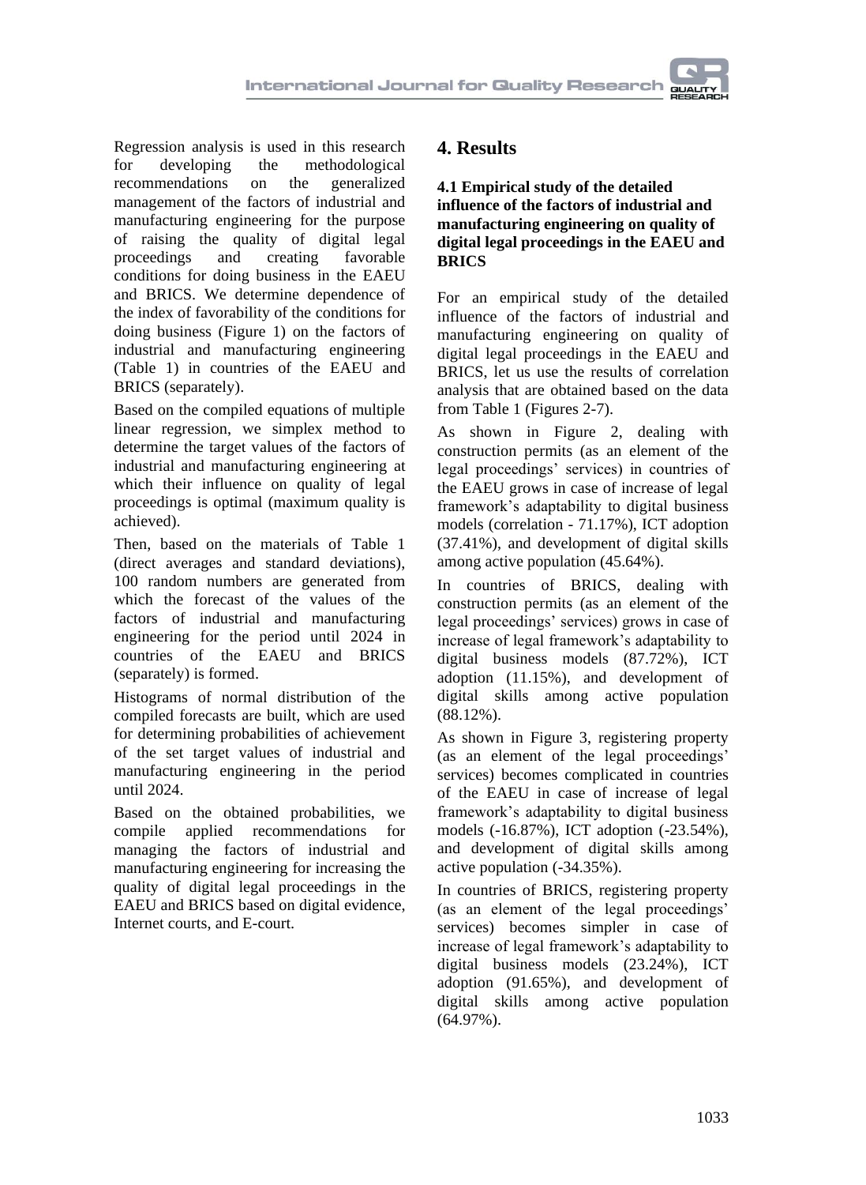Regression analysis is used in this research for developing the methodological recommendations on the generalized management of the factors of industrial and manufacturing engineering for the purpose of raising the quality of digital legal proceedings and creating favorable conditions for doing business in the EAEU and BRICS. We determine dependence of the index of favorability of the conditions for doing business (Figure 1) on the factors of industrial and manufacturing engineering (Table 1) in countries of the EAEU and BRICS (separately).

Based on the compiled equations of multiple linear regression, we simplex method to determine the target values of the factors of industrial and manufacturing engineering at which their influence on quality of legal proceedings is optimal (maximum quality is achieved).

Then, based on the materials of Table 1 (direct averages and standard deviations), 100 random numbers are generated from which the forecast of the values of the factors of industrial and manufacturing engineering for the period until 2024 in countries of the EAEU and BRICS (separately) is formed.

Histograms of normal distribution of the compiled forecasts are built, which are used for determining probabilities of achievement of the set target values of industrial and manufacturing engineering in the period until 2024.

Based on the obtained probabilities, we compile applied recommendations for managing the factors of industrial and manufacturing engineering for increasing the quality of digital legal proceedings in the EAEU and BRICS based on digital evidence, Internet courts, and E-court.

## 4. Results

### 4.1 Empirical study of the detailed influence of the factors of industrial and manufacturing engineering on quality of digital legal proceedings in the EAEU and BRICS

For an empirical study of the detailed influence of the factors of industrial and manufacturing engineering on quality of digital legal proceedings in the EAEU and BRICS, let us use the results of correlation analysis that are obtained based on the data from Table 1 (Figures 2-7).

As shown in Figure 2, dealing with construction permits (as an element of the legal proceedings' services) in countries of the EAEU grows in case of increase of legal framework's adaptability to digital business models (correlation - 71.17%), ICT adoption (37.41%), and development of digital skills among active population (45.64%).

In countries of BRICS, dealing with construction permits (as an element of the legal proceedings' services) grows in case of increase of legal framework's adaptability to digital business models (87.72%), ICT adoption (11.15%), and development of digital skills among active population (88.12%).

As shown in Figure 3, registering property (as an element of the legal proceedings' services) becomes complicated in countries of the EAEU in case of increase of legal framework's adaptability to digital business models (-16.87%), ICT adoption (-23.54%), and development of digital skills among active population (-34.35%).

In countries of BRICS, registering property (as an element of the legal proceedings' services) becomes simpler in case of increase of legal framework's adaptability to digital business models (23.24%), ICT adoption (91.65%), and development of digital skills among active population (64.97%).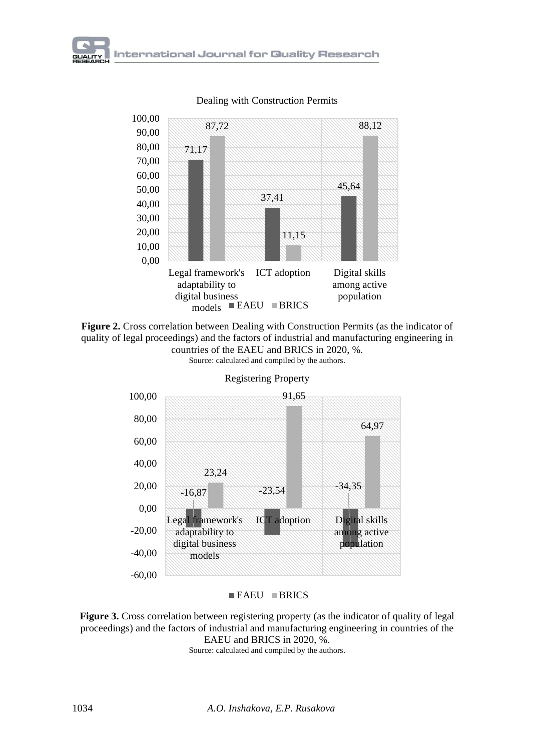Dealing with Construction Permits

| | EAEU | BRICS |
|---|---|---|
| Legal framework's adaptability to digital business models | 71,17 | 87,72 |
| ICT adoption | 37,41 | 11,15 |
| Digital skills among active population | 45,64 | 88,12 |

**Figure 2.** Cross correlation between Dealing with Construction Permits (as the indicator of quality of legal proceedings) and the factors of industrial and manufacturing engineering in countries of the EAEU and BRICS in 2020, %.
Source: calculated and compiled by the authors.

Registering Property

| | EAEU | BRICS |
|---|---|---|
| Legal framework's adaptability to digital business models | -16,87 | 23,24 |
| ICT adoption | -23,54 | 91,65 |
| Digital skills among active population | -34,35 | 64,97 |

**Figure 3.** Cross correlation between registering property (as the indicator of quality of legal proceedings) and the factors of industrial and manufacturing engineering in countries of the EAEU and BRICS in 2020, %.
Source: calculated and compiled by the authors.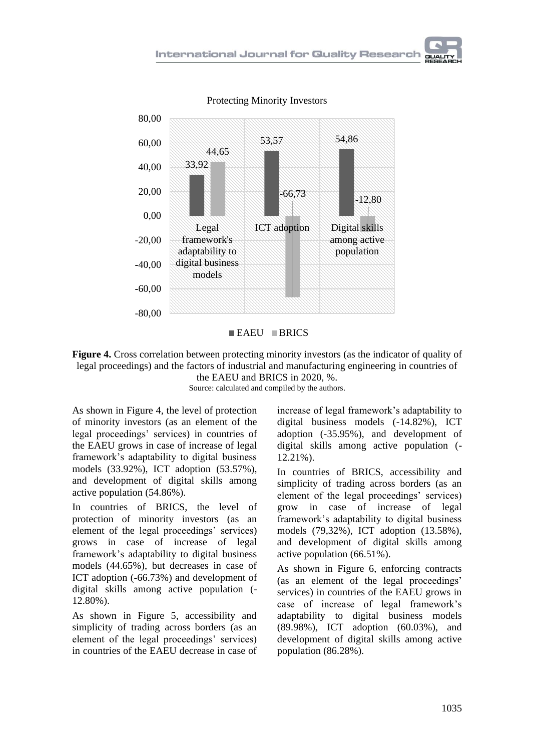**Figure 4.** Cross correlation between protecting minority investors (as the indicator of quality of legal proceedings) and the factors of industrial and manufacturing engineering in countries of the EAEU and BRICS in 2020, %.
Source: calculated and compiled by the authors.

As shown in Figure 4, the level of protection of minority investors (as an element of the legal proceedings' services) in countries of the EAEU grows in case of increase of legal framework's adaptability to digital business models (33.92%), ICT adoption (53.57%), and development of digital skills among active population (54.86%).

In countries of BRICS, the level of protection of minority investors (as an element of the legal proceedings' services) grows in case of increase of legal framework's adaptability to digital business models (44.65%), but decreases in case of ICT adoption (-66.73%) and development of digital skills among active population (-12.80%).

As shown in Figure 5, accessibility and simplicity of trading across borders (as an element of the legal proceedings' services) in countries of the EAEU decrease in case of increase of legal framework's adaptability to digital business models (-14.82%), ICT adoption (-35.95%), and development of digital skills among active population (-12.21%).

In countries of BRICS, accessibility and simplicity of trading across borders (as an element of the legal proceedings' services) grow in case of increase of legal framework's adaptability to digital business models (79,32%), ICT adoption (13.58%), and development of digital skills among active population (66.51%).

As shown in Figure 6, enforcing contracts (as an element of the legal proceedings' services) in countries of the EAEU grows in case of increase of legal framework's adaptability to digital business models (89.98%), ICT adoption (60.03%), and development of digital skills among active population (86.28%).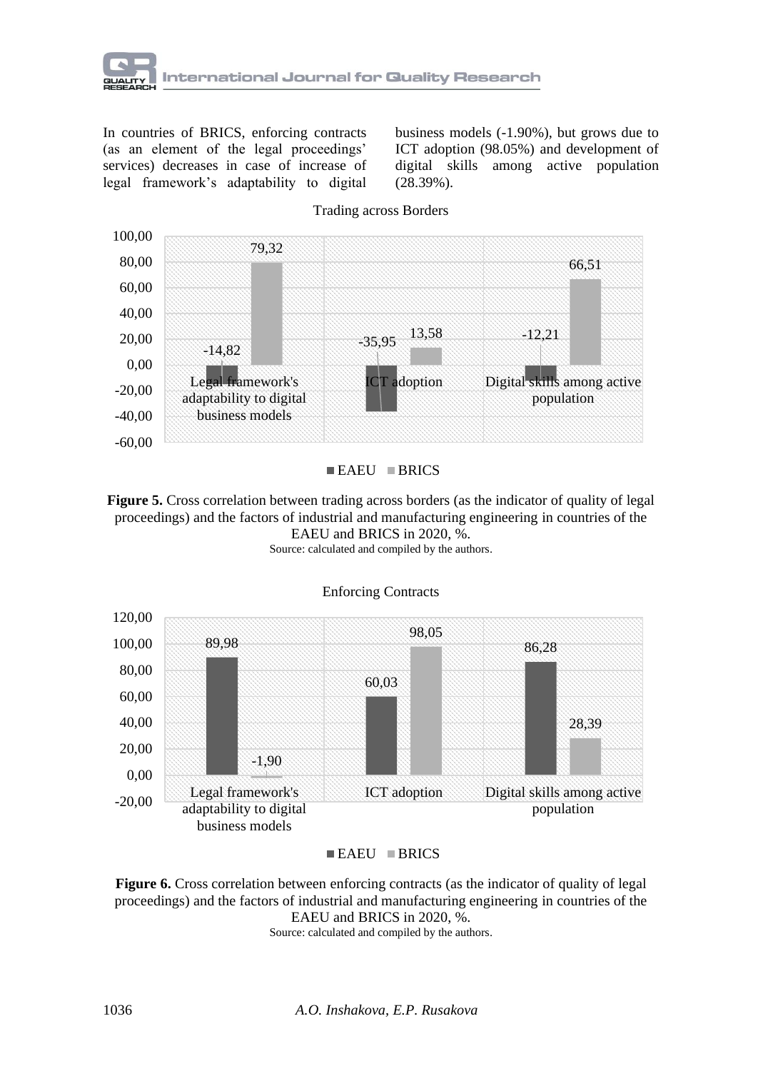In countries of BRICS, enforcing contracts (as an element of the legal proceedings' services) decreases in case of increase of legal framework's adaptability to digital business models (-1.90%), but grows due to ICT adoption (98.05%) and development of digital skills among active population (28.39%).

**Figure 5.** Cross correlation between trading across borders (as the indicator of quality of legal proceedings) and the factors of industrial and manufacturing engineering in countries of the EAEU and BRICS in 2020, %.
Source: calculated and compiled by the authors.

**Figure 6.** Cross correlation between enforcing contracts (as the indicator of quality of legal proceedings) and the factors of industrial and manufacturing engineering in countries of the EAEU and BRICS in 2020, %.
Source: calculated and compiled by the authors.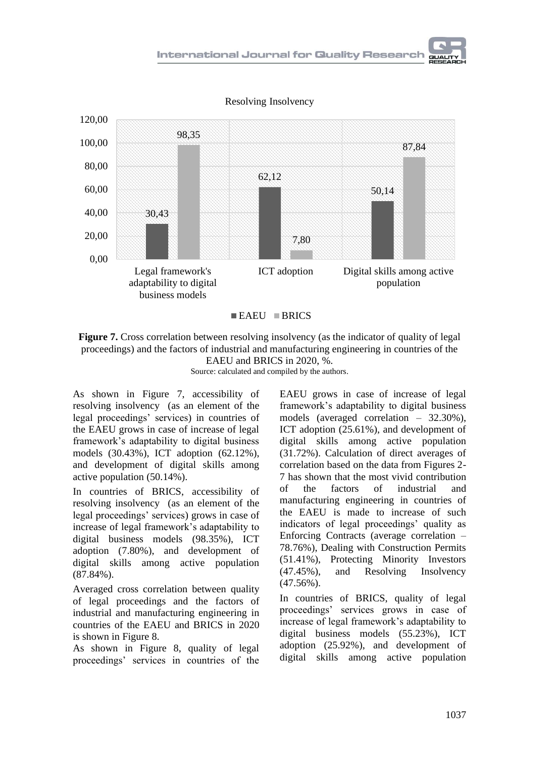Resolving Insolvency

| | Legal framework's adaptability to digital business models | ICT adoption | Digital skills among active population |
|---|---|---|---|
| EAEU | 30,43 | 62,12 | 50,14 |
| BRICS | 98,35 | 7,80 | 87,84 |

**Figure 7.** Cross correlation between resolving insolvency (as the indicator of quality of legal proceedings) and the factors of industrial and manufacturing engineering in countries of the EAEU and BRICS in 2020, %.
Source: calculated and compiled by the authors.

As shown in Figure 7, accessibility of resolving insolvency (as an element of the legal proceedings' services) in countries of the EAEU grows in case of increase of legal framework's adaptability to digital business models (30.43%), ICT adoption (62.12%), and development of digital skills among active population (50.14%).

In countries of BRICS, accessibility of resolving insolvency (as an element of the legal proceedings' services) grows in case of increase of legal framework's adaptability to digital business models (98.35%), ICT adoption (7.80%), and development of digital skills among active population (87.84%).

Averaged cross correlation between quality of legal proceedings and the factors of industrial and manufacturing engineering in countries of the EAEU and BRICS in 2020 is shown in Figure 8.

As shown in Figure 8, quality of legal proceedings' services in countries of the EAEU grows in case of increase of legal framework's adaptability to digital business models (averaged correlation – 32.30%), ICT adoption (25.61%), and development of digital skills among active population (31.72%). Calculation of direct averages of correlation based on the data from Figures 2-7 has shown that the most vivid contribution of the factors of industrial and manufacturing engineering in countries of the EAEU is made to increase of such indicators of legal proceedings' quality as Enforcing Contracts (average correlation – 78.76%), Dealing with Construction Permits (51.41%), Protecting Minority Investors (47.45%), and Resolving Insolvency (47.56%).

In countries of BRICS, quality of legal proceedings' services grows in case of increase of legal framework's adaptability to digital business models (55.23%), ICT adoption (25.92%), and development of digital skills among active population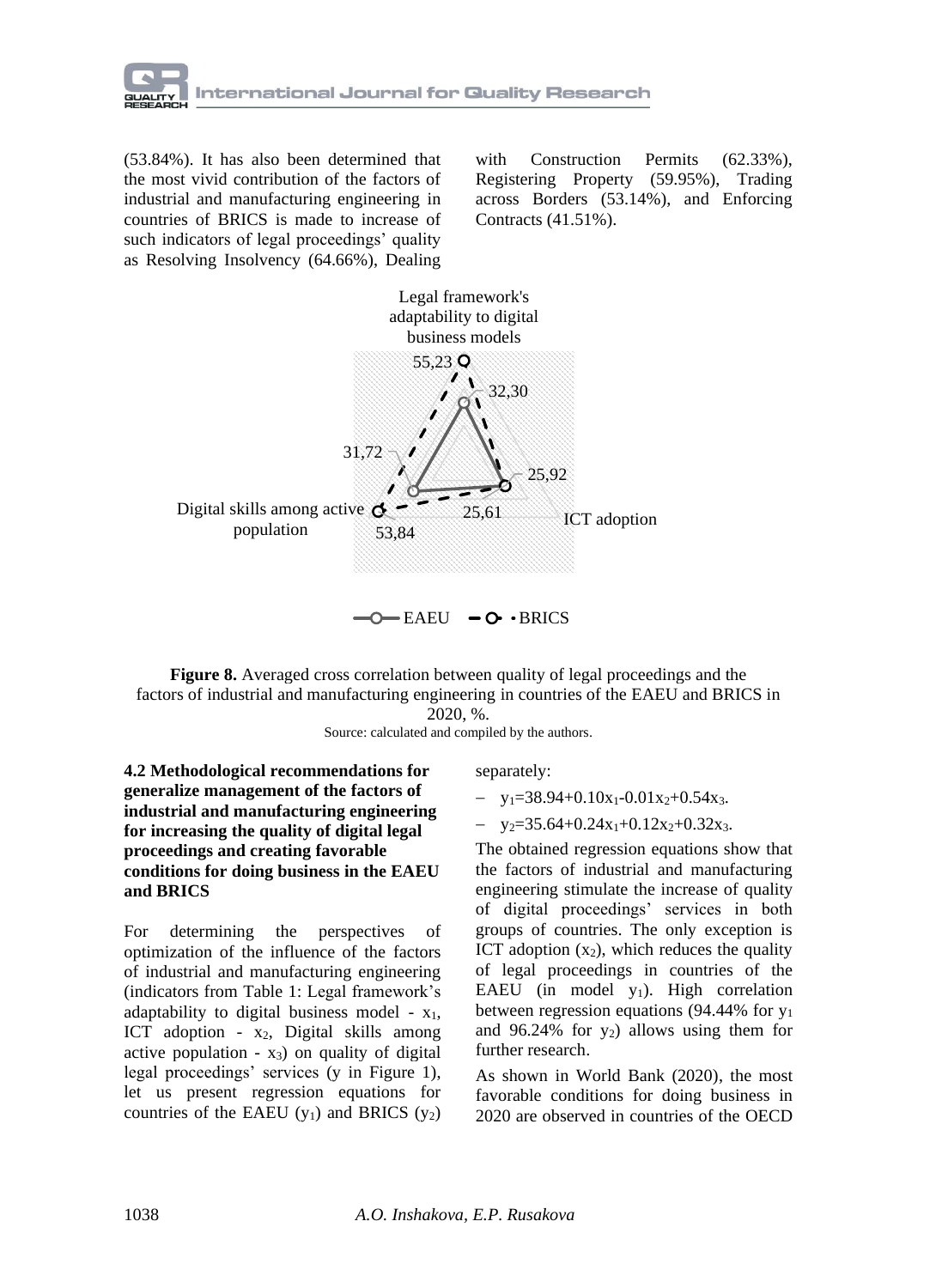(53.84%). It has also been determined that the most vivid contribution of the factors of industrial and manufacturing engineering in countries of BRICS is made to increase of such indicators of legal proceedings' quality as Resolving Insolvency (64.66%), Dealing with Construction Permits (62.33%), Registering Property (59.95%), Trading across Borders (53.14%), and Enforcing Contracts (41.51%).

**Figure 8.** Averaged cross correlation between quality of legal proceedings and the factors of industrial and manufacturing engineering in countries of the EAEU and BRICS in 2020, %.

Source: calculated and compiled by the authors.

**4.2 Methodological recommendations for generalize management of the factors of industrial and manufacturing engineering for increasing the quality of digital legal proceedings and creating favorable conditions for doing business in the EAEU and BRICS**

For determining the perspectives of optimization of the influence of the factors of industrial and manufacturing engineering (indicators from Table 1: Legal framework's adaptability to digital business model - $x_1$, ICT adoption - $x_2$, Digital skills among active population - $x_3$) on quality of digital legal proceedings' services (y in Figure 1), let us present regression equations for countries of the EAEU ($y_1$) and BRICS ($y_2$) separately:

- $y_1=38.94+0.10x_1-0.01x_2+0.54x_3$.
- $y_2=35.64+0.24x_1+0.12x_2+0.32x_3$.

The obtained regression equations show that the factors of industrial and manufacturing engineering stimulate the increase of quality of digital proceedings' services in both groups of countries. The only exception is ICT adoption ($x_2$), which reduces the quality of legal proceedings in countries of the EAEU (in model $y_1$). High correlation between regression equations (94.44% for $y_1$ and 96.24% for $y_2$) allows using them for further research.

As shown in World Bank (2020), the most favorable conditions for doing business in 2020 are observed in countries of the OECD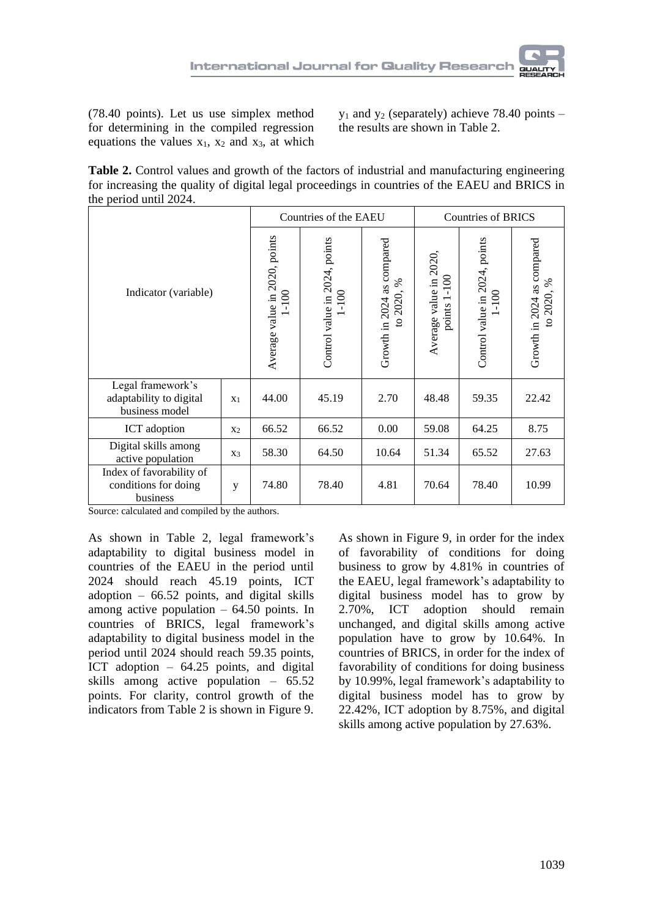(78.40 points). Let us use simplex method for determining in the compiled regression equations the values $x_1$, $x_2$ and $x_3$, at which $y_1$ and $y_2$ (separately) achieve 78.40 points – the results are shown in Table 2.

**Table 2.** Control values and growth of the factors of industrial and manufacturing engineering for increasing the quality of digital legal proceedings in countries of the EAEU and BRICS in the period until 2024.

| Indicator (variable) | | Countries of the EAEU | | | Countries of BRICS | | |
|---|---|---|---|---|---|---|---|
| | | Average value in 2020, points 1-100 | Control value in 2024, points 1-100 | Growth in 2024 as compared to 2020, % | Average value in 2020, points 1-100 | Control value in 2024, points 1-100 | Growth in 2024 as compared to 2020, % |
| Legal framework's adaptability to digital business model | $x_1$ | 44.00 | 45.19 | 2.70 | 48.48 | 59.35 | 22.42 |
| ICT adoption | $x_2$ | 66.52 | 66.52 | 0.00 | 59.08 | 64.25 | 8.75 |
| Digital skills among active population | $x_3$ | 58.30 | 64.50 | 10.64 | 51.34 | 65.52 | 27.63 |
| Index of favorability of conditions for doing business | y | 74.80 | 78.40 | 4.81 | 70.64 | 78.40 | 10.99 |

Source: calculated and compiled by the authors.

As shown in Table 2, legal framework's adaptability to digital business model in countries of the EAEU in the period until 2024 should reach 45.19 points, ICT adoption – 66.52 points, and digital skills among active population – 64.50 points. In countries of BRICS, legal framework's adaptability to digital business model in the period until 2024 should reach 59.35 points, ICT adoption – 64.25 points, and digital skills among active population – 65.52 points. For clarity, control growth of the indicators from Table 2 is shown in Figure 9.

As shown in Figure 9, in order for the index of favorability of conditions for doing business to grow by 4.81% in countries of the EAEU, legal framework's adaptability to digital business model has to grow by 2.70%, ICT adoption should remain unchanged, and digital skills among active population have to grow by 10.64%. In countries of BRICS, in order for the index of favorability of conditions for doing business by 10.99%, legal framework's adaptability to digital business model has to grow by 22.42%, ICT adoption by 8.75%, and digital skills among active population by 27.63%.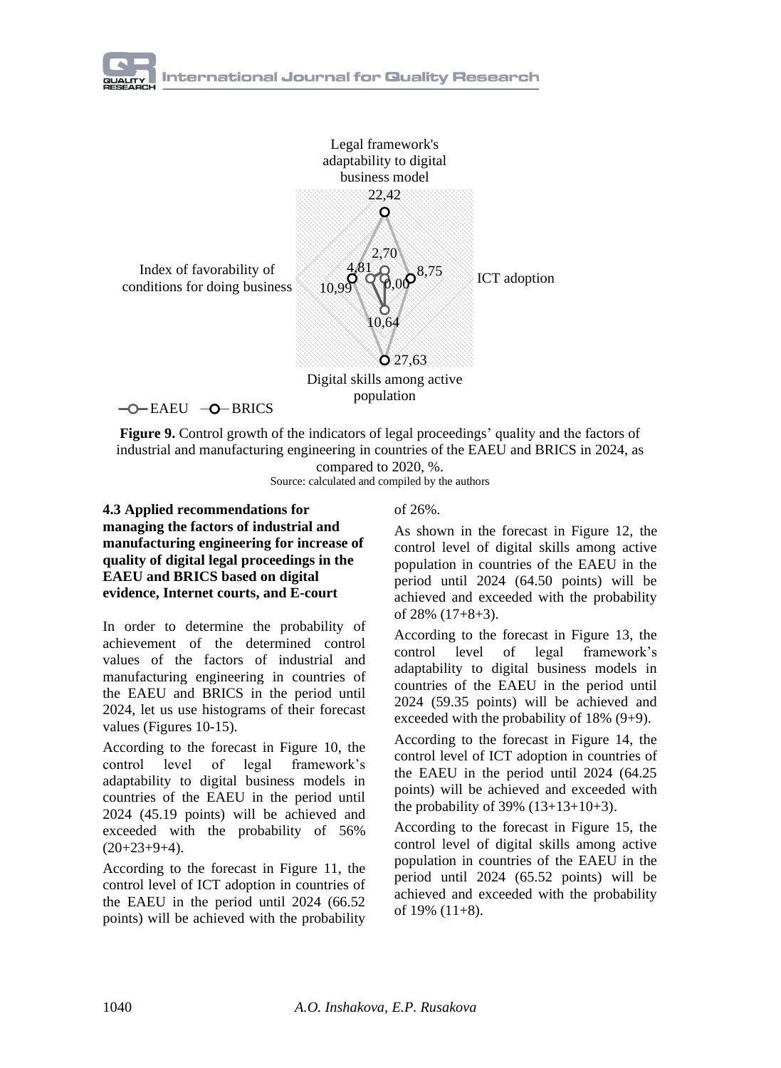Legal framework's adaptability to digital business model

22,42

2,70

4,81

8,75

ICT adoption

Index of favorability of conditions for doing business

10,99

0,00

10,64

27,63

Digital skills among active population

EAEU BRICS

**Figure 9.** Control growth of the indicators of legal proceedings' quality and the factors of industrial and manufacturing engineering in countries of the EAEU and BRICS in 2024, as compared to 2020, %.

Source: calculated and compiled by the authors

### 4.3 Applied recommendations for managing the factors of industrial and manufacturing engineering for increase of quality of digital legal proceedings in the EAEU and BRICS based on digital evidence, Internet courts, and E-court

In order to determine the probability of achievement of the determined control values of the factors of industrial and manufacturing engineering in countries of the EAEU and BRICS in the period until 2024, let us use histograms of their forecast values (Figures 10-15).

According to the forecast in Figure 10, the control level of legal framework's adaptability to digital business models in countries of the EAEU in the period until 2024 (45.19 points) will be achieved and exceeded with the probability of 56% (20+23+9+4).

According to the forecast in Figure 11, the control level of ICT adoption in countries of the EAEU in the period until 2024 (66.52 points) will be achieved with the probability of 26%.

As shown in the forecast in Figure 12, the control level of digital skills among active population in countries of the EAEU in the period until 2024 (64.50 points) will be achieved and exceeded with the probability of 28% (17+8+3).

According to the forecast in Figure 13, the control level of legal framework's adaptability to digital business models in countries of the EAEU in the period until 2024 (59.35 points) will be achieved and exceeded with the probability of 18% (9+9).

According to the forecast in Figure 14, the control level of ICT adoption in countries of the EAEU in the period until 2024 (64.25 points) will be achieved and exceeded with the probability of 39% (13+13+10+3).

According to the forecast in Figure 15, the control level of digital skills among active population in countries of the EAEU in the period until 2024 (65.52 points) will be achieved and exceeded with the probability of 19% (11+8).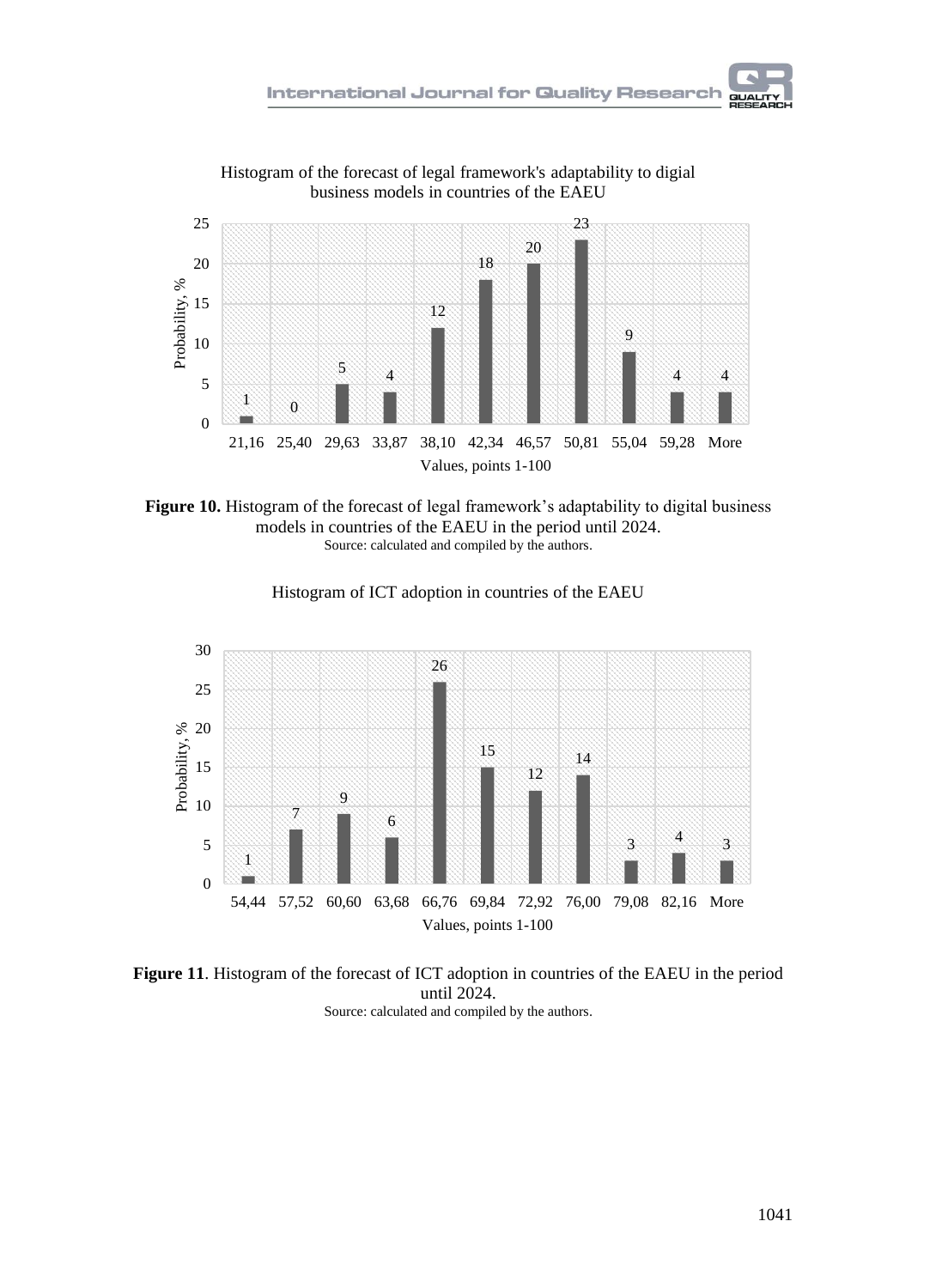Histogram of the forecast of legal framework's adaptability to digial business models in countries of the EAEU

| Values, points 1-100 | Probability, % |
| --- | --- |
| 21,16 | 1 |
| 25,40 | 0 |
| 29,63 | 5 |
| 33,87 | 4 |
| 38,10 | 12 |
| 42,34 | 18 |
| 46,57 | 20 |
| 50,81 | 23 |
| 55,04 | 9 |
| 59,28 | 4 |
| More | 4 |

**Figure 10.** Histogram of the forecast of legal framework's adaptability to digital business models in countries of the EAEU in the period until 2024.
Source: calculated and compiled by the authors.

Histogram of ICT adoption in countries of the EAEU

| Values, points 1-100 | Probability, % |
| --- | --- |
| 54,44 | 1 |
| 57,52 | 7 |
| 60,60 | 9 |
| 63,68 | 6 |
| 66,76 | 26 |
| 69,84 | 15 |
| 72,92 | 12 |
| 76,00 | 14 |
| 79,08 | 3 |
| 82,16 | 4 |
| More | 3 |

**Figure 11**. Histogram of the forecast of ICT adoption in countries of the EAEU in the period until 2024.
Source: calculated and compiled by the authors.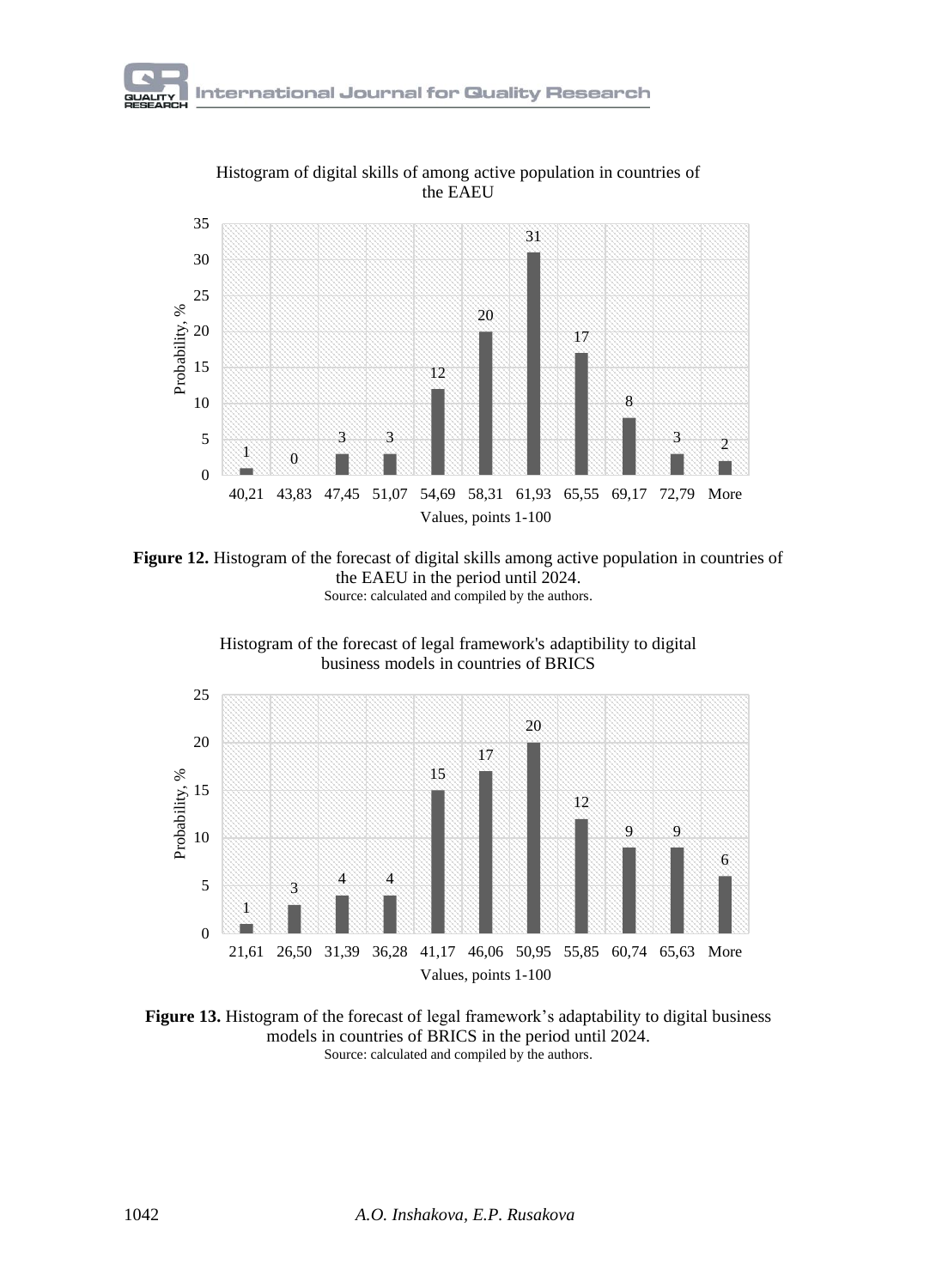Histogram of digital skills of among active population in countries of the EAEU

**Figure 12.** Histogram of the forecast of digital skills among active population in countries of the EAEU in the period until 2024.
Source: calculated and compiled by the authors.

Histogram of the forecast of legal framework's adaptibility to digital business models in countries of BRICS

**Figure 13.** Histogram of the forecast of legal framework's adaptability to digital business models in countries of BRICS in the period until 2024.
Source: calculated and compiled by the authors.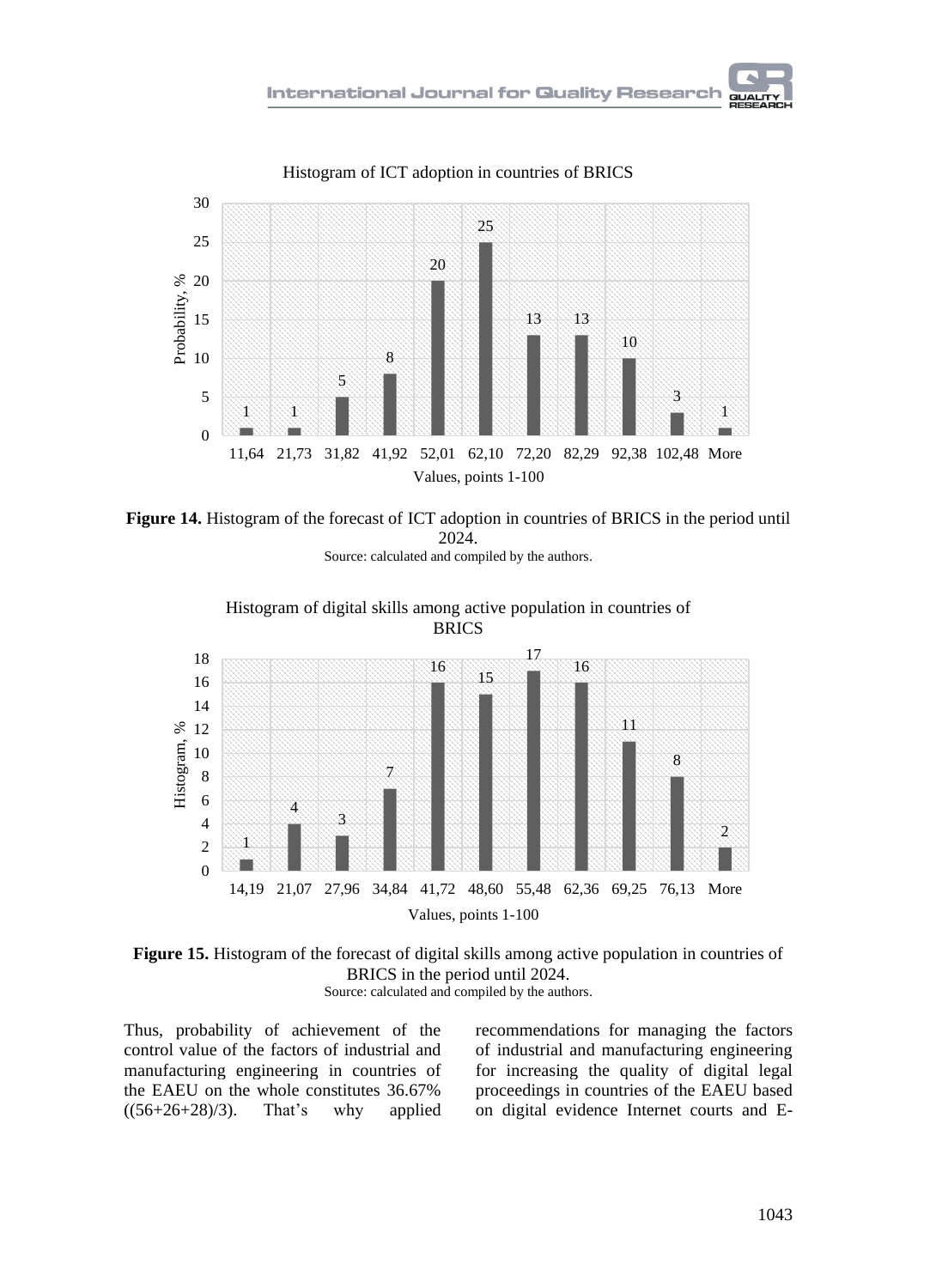Histogram of ICT adoption in countries of BRICS

| Values, points 1-100 | Probability, % |
| --- | --- |
| 11,64 | 1 |
| 21,73 | 1 |
| 31,82 | 5 |
| 41,92 | 8 |
| 52,01 | 20 |
| 62,10 | 25 |
| 72,20 | 13 |
| 82,29 | 13 |
| 92,38 | 10 |
| 102,48 | 3 |
| More | 1 |

**Figure 14.** Histogram of the forecast of ICT adoption in countries of BRICS in the period until 2024.
Source: calculated and compiled by the authors.

Histogram of digital skills among active population in countries of BRICS

| Values, points 1-100 | Histogram, % |
| --- | --- |
| 14,19 | 1 |
| 21,07 | 4 |
| 27,96 | 3 |
| 34,84 | 7 |
| 41,72 | 16 |
| 48,60 | 15 |
| 55,48 | 17 |
| 62,36 | 16 |
| 69,25 | 11 |
| 76,13 | 8 |
| More | 2 |

**Figure 15.** Histogram of the forecast of digital skills among active population in countries of BRICS in the period until 2024.
Source: calculated and compiled by the authors.

Thus, probability of achievement of the control value of the factors of industrial and manufacturing engineering in countries of the EAEU on the whole constitutes 36.67% ((56+26+28)/3). That's why applied recommendations for managing the factors of industrial and manufacturing engineering for increasing the quality of digital legal proceedings in countries of the EAEU based on digital evidence Internet courts and E-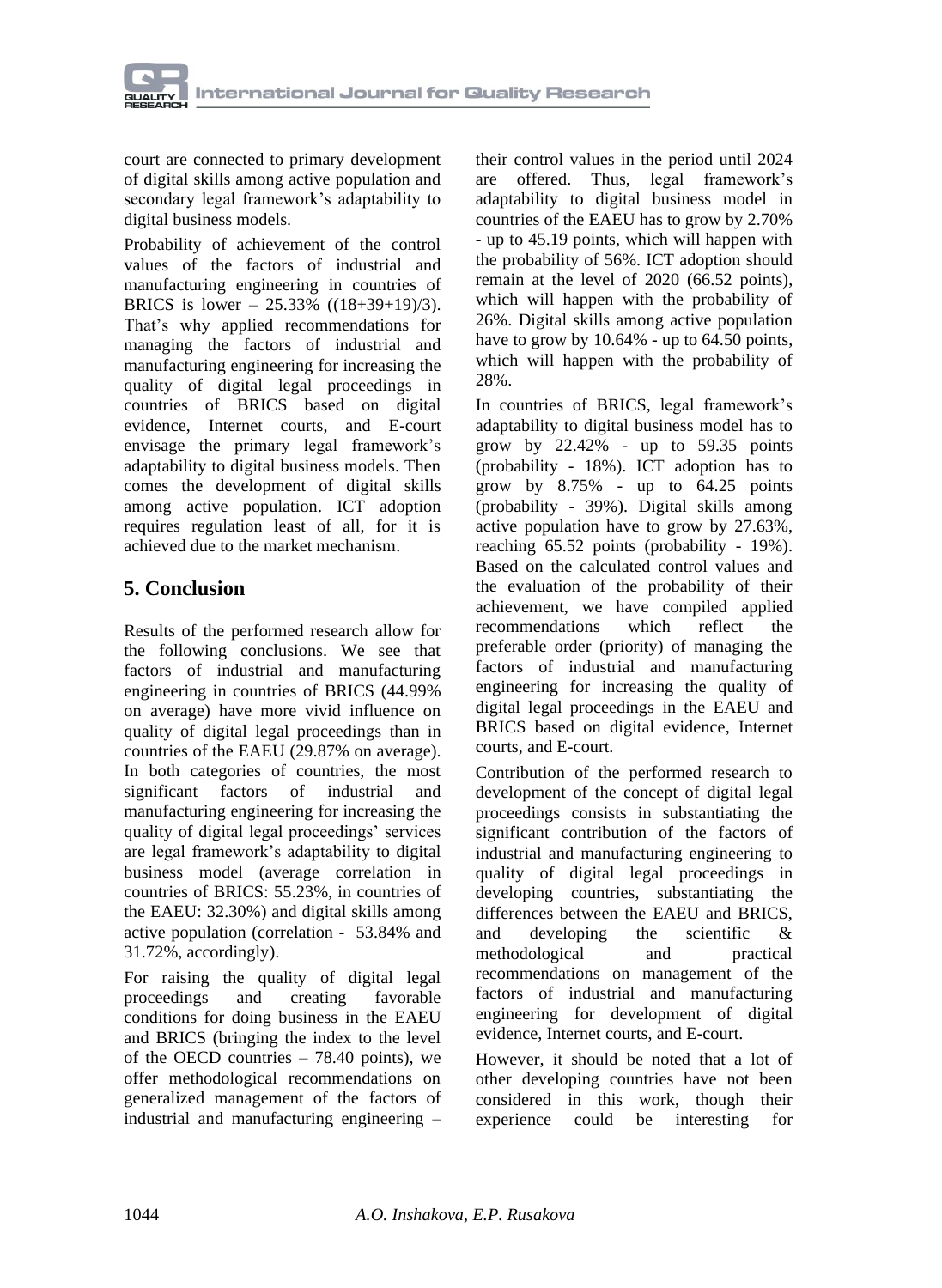court are connected to primary development of digital skills among active population and secondary legal framework's adaptability to digital business models.

Probability of achievement of the control values of the factors of industrial and manufacturing engineering in countries of BRICS is lower – 25.33% ((18+39+19)/3). That's why applied recommendations for managing the factors of industrial and manufacturing engineering for increasing the quality of digital legal proceedings in countries of BRICS based on digital evidence, Internet courts, and E-court envisage the primary legal framework's adaptability to digital business models. Then comes the development of digital skills among active population. ICT adoption requires regulation least of all, for it is achieved due to the market mechanism.

## 5. Conclusion

Results of the performed research allow for the following conclusions. We see that factors of industrial and manufacturing engineering in countries of BRICS (44.99% on average) have more vivid influence on quality of digital legal proceedings than in countries of the EAEU (29.87% on average). In both categories of countries, the most significant factors of industrial and manufacturing engineering for increasing the quality of digital legal proceedings' services are legal framework's adaptability to digital business model (average correlation in countries of BRICS: 55.23%, in countries of the EAEU: 32.30%) and digital skills among active population (correlation - 53.84% and 31.72%, accordingly).

For raising the quality of digital legal proceedings and creating favorable conditions for doing business in the EAEU and BRICS (bringing the index to the level of the OECD countries – 78.40 points), we offer methodological recommendations on generalized management of the factors of industrial and manufacturing engineering – their control values in the period until 2024 are offered. Thus, legal framework's adaptability to digital business model in countries of the EAEU has to grow by 2.70% - up to 45.19 points, which will happen with the probability of 56%. ICT adoption should remain at the level of 2020 (66.52 points), which will happen with the probability of 26%. Digital skills among active population have to grow by 10.64% - up to 64.50 points, which will happen with the probability of 28%.

In countries of BRICS, legal framework's adaptability to digital business model has to grow by 22.42% - up to 59.35 points (probability - 18%). ICT adoption has to grow by 8.75% - up to 64.25 points (probability - 39%). Digital skills among active population have to grow by 27.63%, reaching 65.52 points (probability - 19%). Based on the calculated control values and the evaluation of the probability of their achievement, we have compiled applied recommendations which reflect the preferable order (priority) of managing the factors of industrial and manufacturing engineering for increasing the quality of digital legal proceedings in the EAEU and BRICS based on digital evidence, Internet courts, and E-court.

Contribution of the performed research to development of the concept of digital legal proceedings consists in substantiating the significant contribution of the factors of industrial and manufacturing engineering to quality of digital legal proceedings in developing countries, substantiating the differences between the EAEU and BRICS, and developing the scientific & methodological and practical recommendations on management of the factors of industrial and manufacturing engineering for development of digital evidence, Internet courts, and E-court.

However, it should be noted that a lot of other developing countries have not been considered in this work, though their experience could be interesting for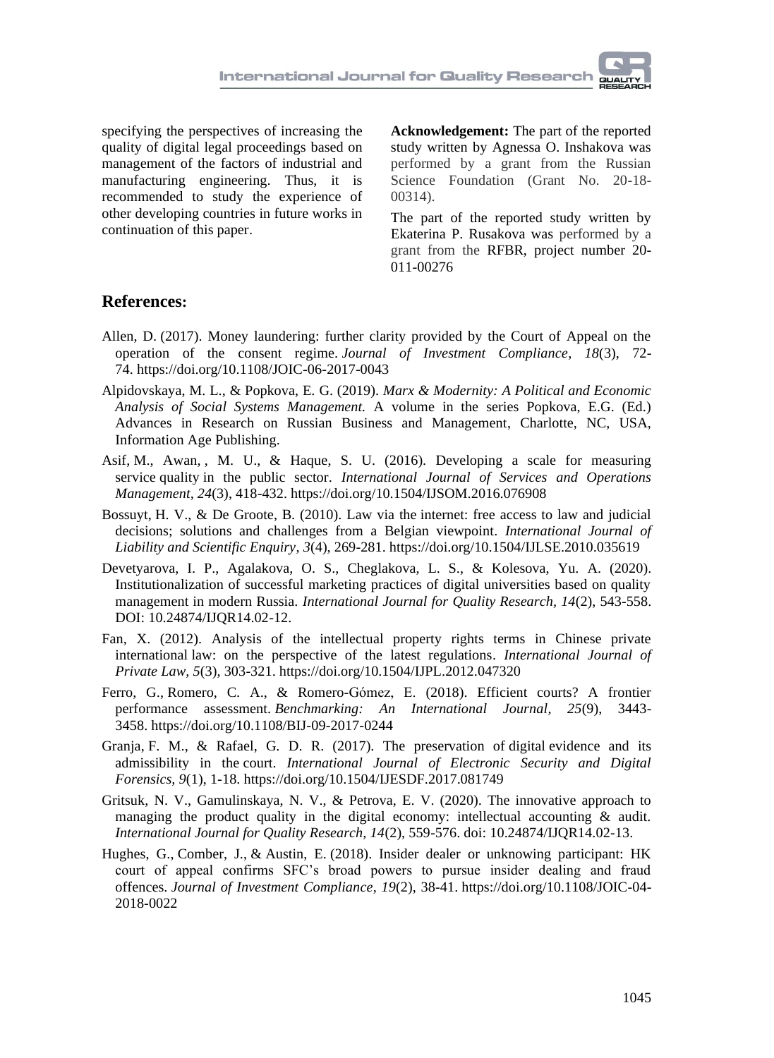specifying the perspectives of increasing the quality of digital legal proceedings based on management of the factors of industrial and manufacturing engineering. Thus, it is recommended to study the experience of other developing countries in future works in continuation of this paper.

**Acknowledgement:** The part of the reported study written by Agnessa O. Inshakova was performed by a grant from the Russian Science Foundation (Grant No. 20-18-00314).

The part of the reported study written by Ekaterina P. Rusakova was performed by a grant from the RFBR, project number 20-011-00276

## References:

Allen, D. (2017). Money laundering: further clarity provided by the Court of Appeal on the operation of the consent regime. *Journal of Investment Compliance, 18*(3), 72-74. https://doi.org/10.1108/JOIC-06-2017-0043

Alpidovskaya, M. L., & Popkova, E. G. (2019). *Marx & Modernity: A Political and Economic Analysis of Social Systems Management.* A volume in the series Popkova, E.G. (Ed.) Advances in Research on Russian Business and Management, Charlotte, NC, USA, Information Age Publishing.

Asif, M., Awan, , M. U., & Haque, S. U. (2016). Developing a scale for measuring service quality in the public sector. *International Journal of Services and Operations Management*, *24*(3), 418-432. https://doi.org/10.1504/IJSOM.2016.076908

Bossuyt, H. V., & De Groote, B. (2010). Law via the internet: free access to law and judicial decisions; solutions and challenges from a Belgian viewpoint. *International Journal of Liability and Scientific Enquiry, 3*(4), 269-281. https://doi.org/10.1504/IJLSE.2010.035619

Devetyarova, I. P., Agalakova, O. S., Cheglakova, L. S., & Kolesova, Yu. A. (2020). Institutionalization of successful marketing practices of digital universities based on quality management in modern Russia. *International Journal for Quality Research, 14*(2), 543-558. DOI: 10.24874/IJQR14.02-12.

Fan, X. (2012). Analysis of the intellectual property rights terms in Chinese private international law: on the perspective of the latest regulations. *International Journal of Private Law, 5*(3), 303-321. https://doi.org/10.1504/IJPL.2012.047320

Ferro, G., Romero, C. A., & Romero-Gómez, E. (2018). Efficient courts? A frontier performance assessment. *Benchmarking: An International Journal, 25*(9), 3443-3458. https://doi.org/10.1108/BIJ-09-2017-0244

Granja, F. M., & Rafael, G. D. R. (2017). The preservation of digital evidence and its admissibility in the court. *International Journal of Electronic Security and Digital Forensics, 9*(1), 1-18. https://doi.org/10.1504/IJESDF.2017.081749

Gritsuk, N. V., Gamulinskaya, N. V., & Petrova, E. V. (2020). The innovative approach to managing the product quality in the digital economy: intellectual accounting & audit. *International Journal for Quality Research, 14*(2), 559-576. doi: 10.24874/IJQR14.02-13.

Hughes, G., Comber, J., & Austin, E. (2018). Insider dealer or unknowing participant: HK court of appeal confirms SFC's broad powers to pursue insider dealing and fraud offences. *Journal of Investment Compliance, 19*(2), 38-41. https://doi.org/10.1108/JOIC-04-2018-0022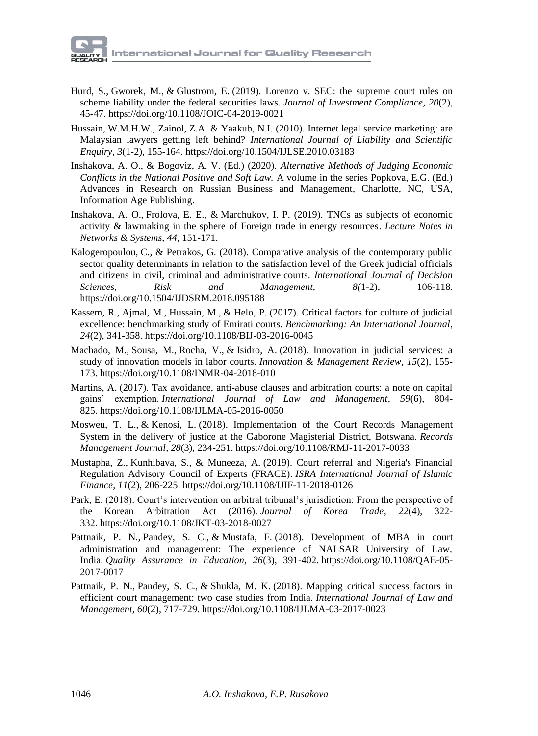Hurd, S., Gworek, M., & Glustrom, E. (2019). Lorenzo v. SEC: the supreme court rules on scheme liability under the federal securities laws. *Journal of Investment Compliance, 20*(2), 45-47. https://doi.org/10.1108/JOIC-04-2019-0021

Hussain, W.M.H.W., Zainol, Z.A. & Yaakub, N.I. (2010). Internet legal service marketing: are Malaysian lawyers getting left behind? *International Journal of Liability and Scientific Enquiry*, *3*(1-2), 155-164. https://doi.org/10.1504/IJLSE.2010.03183

Inshakova, A. O., & Bogoviz, A. V. (Ed.) (2020). *Alternative Methods of Judging Economic Conflicts in the National Positive and Soft Law.* A volume in the series Popkova, E.G. (Ed.) Advances in Research on Russian Business and Management, Charlotte, NC, USA, Information Age Publishing.

Inshakova, A. O., Frolova, E. E., & Marchukov, I. P. (2019). TNCs as subjects of economic activity & lawmaking in the sphere of Foreign trade in energy resources. *Lecture Notes in Networks & Systems*, *44*, 151-171.

Kalogeropoulou, C., & Petrakos, G. (2018). Comparative analysis of the contemporary public sector quality determinants in relation to the satisfaction level of the Greek judicial officials and citizens in civil, criminal and administrative courts. *International Journal of Decision Sciences, Risk and Management, 8(*1-2), 106-118. https://doi.org/10.1504/IJDSRM.2018.095188

Kassem, R., Ajmal, M., Hussain, M., & Helo, P. (2017). Critical factors for culture of judicial excellence: benchmarking study of Emirati courts. *Benchmarking: An International Journal, 24*(2), 341-358. https://doi.org/10.1108/BIJ-03-2016-0045

Machado, M., Sousa, M., Rocha, V., & Isidro, A. (2018). Innovation in judicial services: a study of innovation models in labor courts. *Innovation & Management Review, 15*(2), 155-173. https://doi.org/10.1108/INMR-04-2018-010

Martins, A. (2017). Tax avoidance, anti-abuse clauses and arbitration courts: a note on capital gains' exemption. *International Journal of Law and Management*, *59*(6), 804-825. https://doi.org/10.1108/IJLMA-05-2016-0050

Mosweu, T. L., & Kenosi, L. (2018). Implementation of the Court Records Management System in the delivery of justice at the Gaborone Magisterial District, Botswana. *Records Management Journal*, *28*(3), 234-251. https://doi.org/10.1108/RMJ-11-2017-0033

Mustapha, Z., Kunhibava, S., & Muneeza, A. (2019). Court referral and Nigeria's Financial Regulation Advisory Council of Experts (FRACE). *ISRA International Journal of Islamic Finance, 11*(2), 206-225. https://doi.org/10.1108/IJIF-11-2018-0126

Park, E. (2018). Court's intervention on arbitral tribunal's jurisdiction: From the perspective of the Korean Arbitration Act (2016). *Journal of Korea Trade*, *22*(4), 322-332. https://doi.org/10.1108/JKT-03-2018-0027

Pattnaik, P. N., Pandey, S. C., & Mustafa, F. (2018). Development of MBA in court administration and management: The experience of NALSAR University of Law, India. *Quality Assurance in Education*, *26*(3), 391-402. https://doi.org/10.1108/QAE-05-2017-0017

Pattnaik, P. N., Pandey, S. C., & Shukla, M. K. (2018). Mapping critical success factors in efficient court management: two case studies from India. *International Journal of Law and Management*, *60*(2), 717-729. https://doi.org/10.1108/IJLMA-03-2017-0023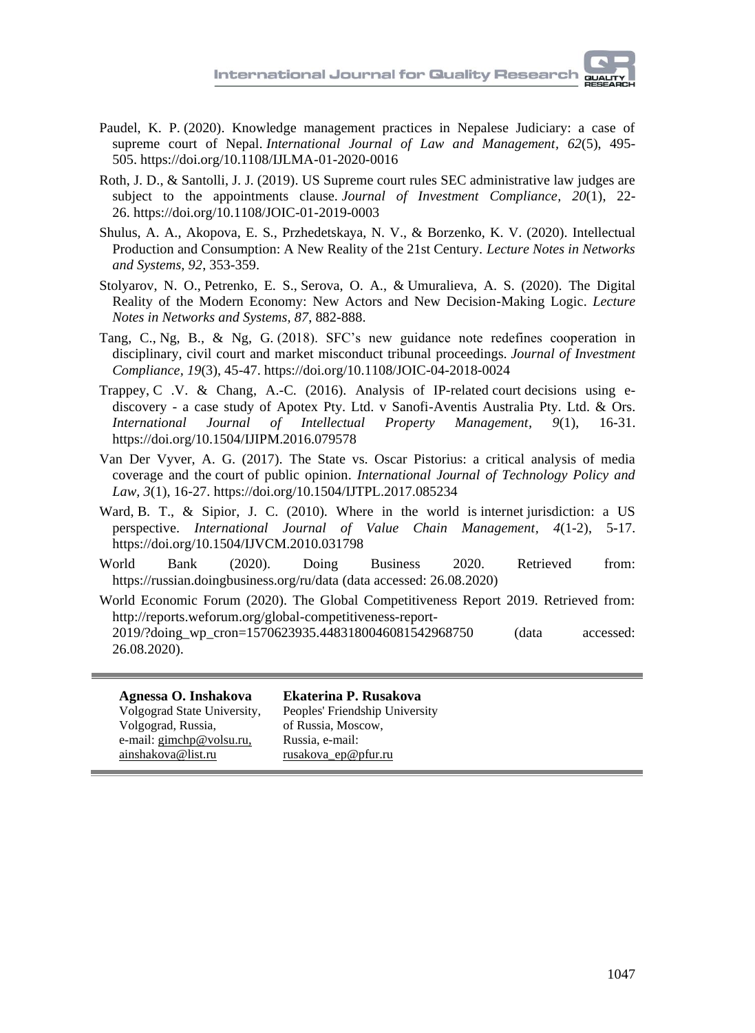Paudel, K. P. (2020). Knowledge management practices in Nepalese Judiciary: a case of supreme court of Nepal. *International Journal of Law and Management*, *62*(5), 495-505. https://doi.org/10.1108/IJLMA-01-2020-0016

Roth, J. D., & Santolli, J. J. (2019). US Supreme court rules SEC administrative law judges are subject to the appointments clause. *Journal of Investment Compliance, 20*(1), 22-26. https://doi.org/10.1108/JOIC-01-2019-0003

Shulus, A. A., Akopova, E. S., Przhedetskaya, N. V., & Borzenko, K. V. (2020). Intellectual Production and Consumption: A New Reality of the 21st Century. *Lecture Notes in Networks and Systems, 92*, 353-359.

Stolyarov, N. O., Petrenko, E. S., Serova, O. A., & Umuralieva, A. S. (2020). The Digital Reality of the Modern Economy: New Actors and New Decision-Making Logic. *Lecture Notes in Networks and Systems, 87*, 882-888.

Tang, C., Ng, B., & Ng, G. (2018). SFC's new guidance note redefines cooperation in disciplinary, civil court and market misconduct tribunal proceedings. *Journal of Investment Compliance, 19*(3), 45-47. https://doi.org/10.1108/JOIC-04-2018-0024

Trappey, C .V. & Chang, A.-C. (2016). Analysis of IP-related court decisions using e-discovery - a case study of Apotex Pty. Ltd. v Sanofi-Aventis Australia Pty. Ltd. & Ors. *International Journal of Intellectual Property Management, 9*(1), 16-31. https://doi.org/10.1504/IJIPM.2016.079578

Van Der Vyver, A. G. (2017). The State vs. Oscar Pistorius: a critical analysis of media coverage and the court of public opinion. *International Journal of Technology Policy and Law, 3*(1), 16-27. https://doi.org/10.1504/IJTPL.2017.085234

Ward, B. T., & Sipior, J. C. (2010). Where in the world is internet jurisdiction: a US perspective. *International Journal of Value Chain Management*, *4*(1-2), 5-17. https://doi.org/10.1504/IJVCM.2010.031798

World Bank (2020). Doing Business 2020. Retrieved from: https://russian.doingbusiness.org/ru/data (data accessed: 26.08.2020)

World Economic Forum (2020). The Global Competitiveness Report 2019. Retrieved from: http://reports.weforum.org/global-competitiveness-report-2019/?doing_wp_cron=1570623935.4483180046081542968750 (data accessed: 26.08.2020).

---

**Agnessa O. Inshakova**
Volgograd State University,
Volgograd, Russia,
e-mail: gimchp@volsu.ru,
ainshakova@list.ru

**Ekaterina P. Rusakova**
Peoples' Friendship University
of Russia, Moscow,
Russia, e-mail:
rusakova_ep@pfur.ru